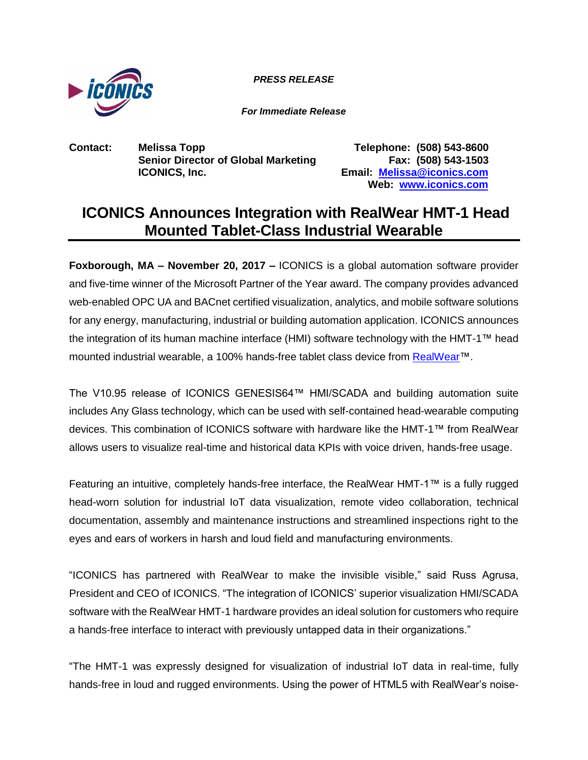***PRESS RELEASE***

***For Immediate Release***

**Contact:** **Melissa Topp**
**Senior Director of Global Marketing**
**ICONICS, Inc.**

**Telephone: (508) 543-8600**
**Fax: (508) 543-1503**
**Email: [Melissa@iconics.com](mailto:Melissa@iconics.com)**
**Web: [www.iconics.com](http://www.iconics.com)**

# ICONICS Announces Integration with RealWear HMT-1 Head Mounted Tablet-Class Industrial Wearable

**Foxborough, MA – November 20, 2017 –** ICONICS is a global automation software provider and five-time winner of the Microsoft Partner of the Year award. The company provides advanced web-enabled OPC UA and BACnet certified visualization, analytics, and mobile software solutions for any energy, manufacturing, industrial or building automation application. ICONICS announces the integration of its human machine interface (HMI) software technology with the HMT-1™ head mounted industrial wearable, a 100% hands-free tablet class device from RealWear™.

The V10.95 release of ICONICS GENESIS64™ HMI/SCADA and building automation suite includes Any Glass technology, which can be used with self-contained head-wearable computing devices. This combination of ICONICS software with hardware like the HMT-1™ from RealWear allows users to visualize real-time and historical data KPIs with voice driven, hands-free usage.

Featuring an intuitive, completely hands-free interface, the RealWear HMT-1™ is a fully rugged head-worn solution for industrial IoT data visualization, remote video collaboration, technical documentation, assembly and maintenance instructions and streamlined inspections right to the eyes and ears of workers in harsh and loud field and manufacturing environments.

"ICONICS has partnered with RealWear to make the invisible visible," said Russ Agrusa, President and CEO of ICONICS. "The integration of ICONICS' superior visualization HMI/SCADA software with the RealWear HMT-1 hardware provides an ideal solution for customers who require a hands-free interface to interact with previously untapped data in their organizations."

"The HMT-1 was expressly designed for visualization of industrial IoT data in real-time, fully hands-free in loud and rugged environments. Using the power of HTML5 with RealWear's noise-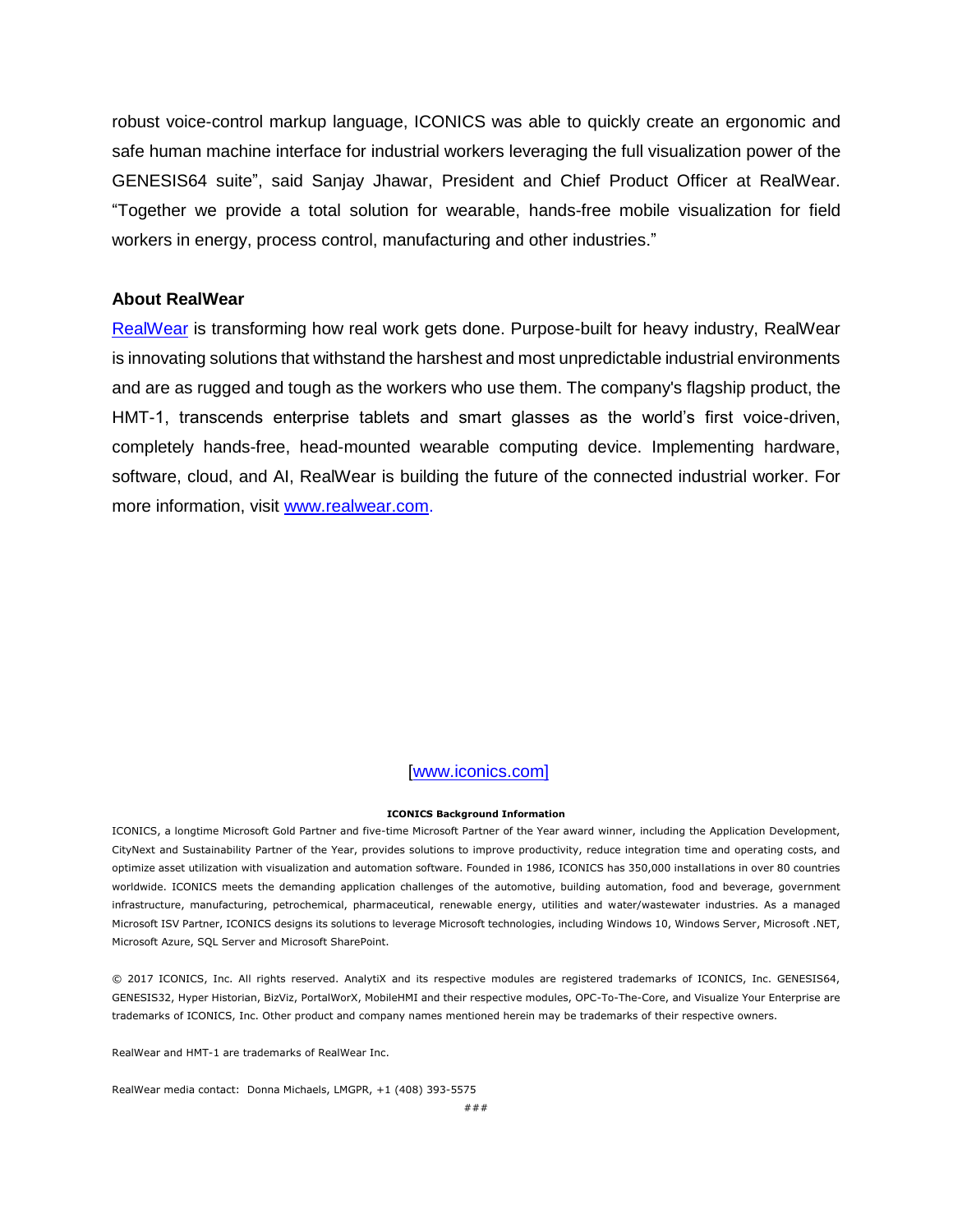robust voice-control markup language, ICONICS was able to quickly create an ergonomic and safe human machine interface for industrial workers leveraging the full visualization power of the GENESIS64 suite", said Sanjay Jhawar, President and Chief Product Officer at RealWear. "Together we provide a total solution for wearable, hands-free mobile visualization for field workers in energy, process control, manufacturing and other industries."

**About RealWear**

RealWear is transforming how real work gets done. Purpose-built for heavy industry, RealWear is innovating solutions that withstand the harshest and most unpredictable industrial environments and are as rugged and tough as the workers who use them. The company's flagship product, the HMT-1, transcends enterprise tablets and smart glasses as the world's first voice-driven, completely hands-free, head-mounted wearable computing device. Implementing hardware, software, cloud, and AI, RealWear is building the future of the connected industrial worker. For more information, visit www.realwear.com.

[www.iconics.com]

**ICONICS Background Information**

ICONICS, a longtime Microsoft Gold Partner and five-time Microsoft Partner of the Year award winner, including the Application Development, CityNext and Sustainability Partner of the Year, provides solutions to improve productivity, reduce integration time and operating costs, and optimize asset utilization with visualization and automation software. Founded in 1986, ICONICS has 350,000 installations in over 80 countries worldwide. ICONICS meets the demanding application challenges of the automotive, building automation, food and beverage, government infrastructure, manufacturing, petrochemical, pharmaceutical, renewable energy, utilities and water/wastewater industries. As a managed Microsoft ISV Partner, ICONICS designs its solutions to leverage Microsoft technologies, including Windows 10, Windows Server, Microsoft .NET, Microsoft Azure, SQL Server and Microsoft SharePoint.

© 2017 ICONICS, Inc. All rights reserved. AnalytiX and its respective modules are registered trademarks of ICONICS, Inc. GENESIS64, GENESIS32, Hyper Historian, BizViz, PortalWorX, MobileHMI and their respective modules, OPC-To-The-Core, and Visualize Your Enterprise are trademarks of ICONICS, Inc. Other product and company names mentioned herein may be trademarks of their respective owners.

RealWear and HMT-1 are trademarks of RealWear Inc.

RealWear media contact: Donna Michaels, LMGPR, +1 (408) 393-5575

###